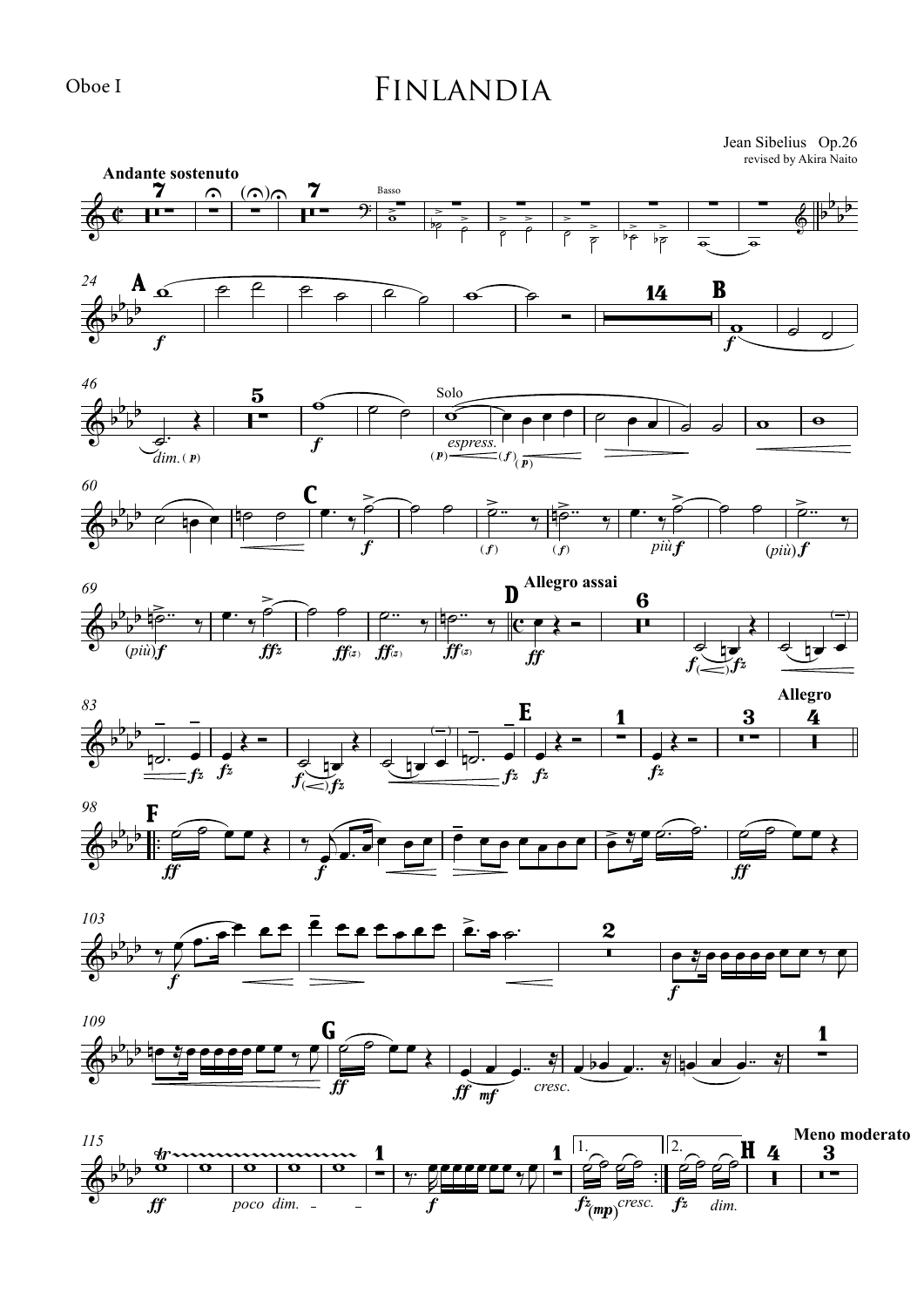Oboe I

# Finlandia

Jean Sibelius Op.26
revised by Akira Naito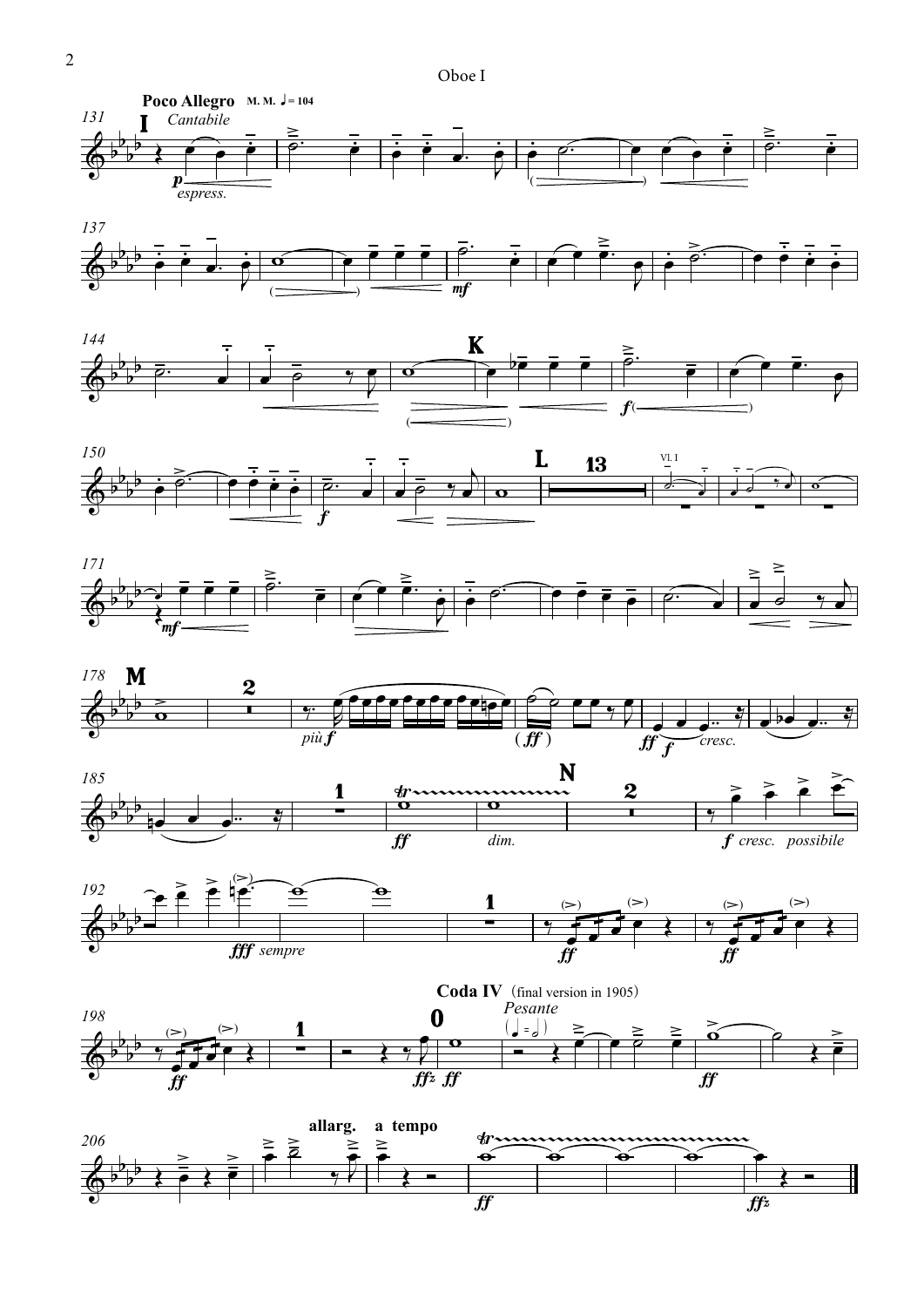Oboe I

**Poco Allegro** M. M. ♩= 104

*Cantabile*

*p espress.*

**I**

*mf*

**K**

*f*

**L**

*mf*

**M**

*più f*

*(ff)*

*ff*

*f cresc.*

*ff*

*dim.*

**N**

*f cresc. possibile*

*fff sempre*

*ff*

*ff*

*ff*

**Coda IV** (final version in 1905)

*Pesante*

*ffz ff*

**O**

*ff*

**allarg.** **a tempo**

*ff*

*ffz*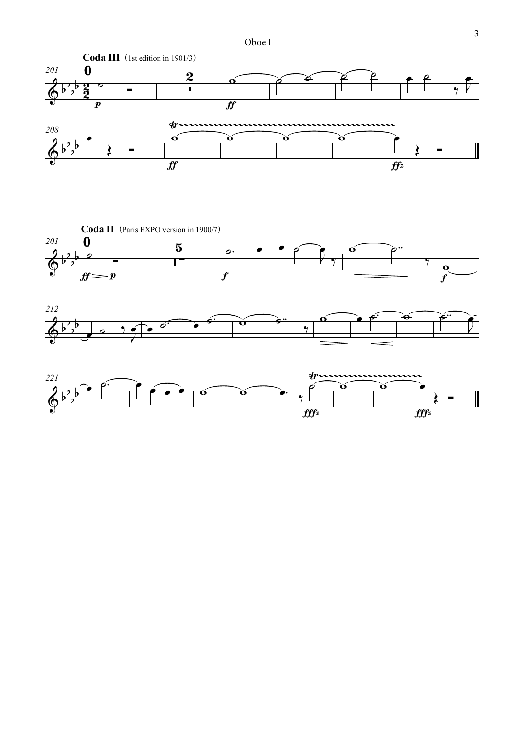Oboe I

**Coda III** (1st edition in 1901/3)

**Coda II** (Paris EXPO version in 1900/7)